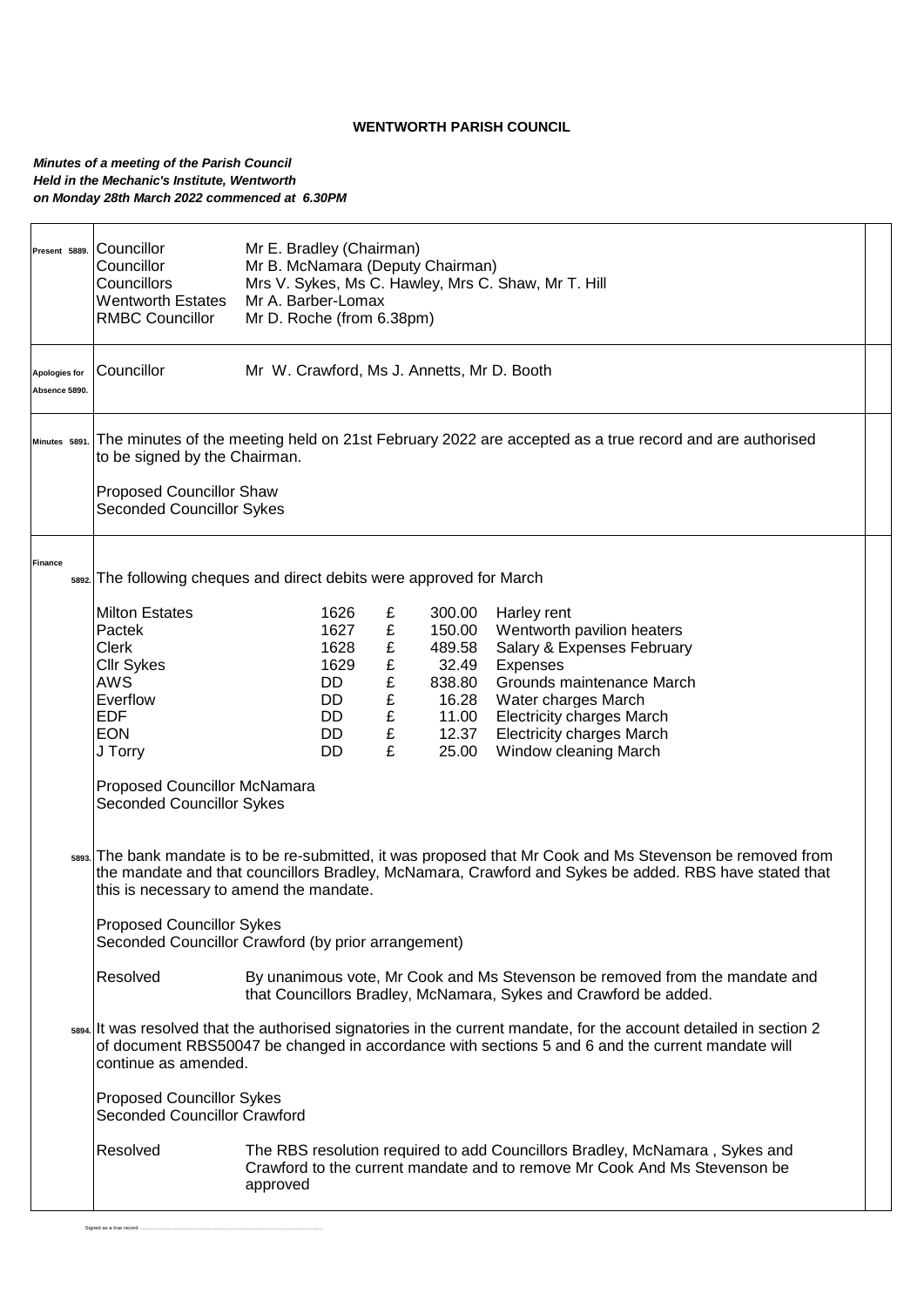**WENTWORTH PARISH COUNCIL**

***Minutes of a meeting of the Parish Council***
***Held in the Mechanic's Institute, Wentworth***
***on Monday 28th March 2022 commenced at 6.30PM***

**Present 5889.**

| | |
|---|---|
| Councillor | Mr E. Bradley (Chairman) |
| Councillor | Mr B. McNamara (Deputy Chairman) |
| Councillors | Mrs V. Sykes, Ms C. Hawley, Mrs C. Shaw, Mr T. Hill |
| Wentworth Estates | Mr A. Barber-Lomax |
| RMBC Councillor | Mr D. Roche (from 6.38pm) |

**Apologies for Absence 5890.**

Councillor Mr W. Crawford, Ms J. Annetts, Mr D. Booth

**Minutes 5891.** The minutes of the meeting held on 21st February 2022 are accepted as a true record and are authorised to be signed by the Chairman.

Proposed Councillor Shaw
Seconded Councillor Sykes

**Finance**

**5892.** The following cheques and direct debits were approved for March

| Payee | Cheque/DD | | Amount | Description |
|---|---|---|---|---|
| Milton Estates | 1626 | £ | 300.00 | Harley rent |
| Pactek | 1627 | £ | 150.00 | Wentworth pavilion heaters |
| Clerk | 1628 | £ | 489.58 | Salary & Expenses February |
| Cllr Sykes | 1629 | £ | 32.49 | Expenses |
| AWS | DD | £ | 838.80 | Grounds maintenance March |
| Everflow | DD | £ | 16.28 | Water charges March |
| EDF | DD | £ | 11.00 | Electricity charges March |
| EON | DD | £ | 12.37 | Electricity charges March |
| J Torry | DD | £ | 25.00 | Window cleaning March |

Proposed Councillor McNamara
Seconded Councillor Sykes

**5893.** The bank mandate is to be re-submitted, it was proposed that Mr Cook and Ms Stevenson be removed from the mandate and that councillors Bradley, McNamara, Crawford and Sykes be added. RBS have stated that this is necessary to amend the mandate.

Proposed Councillor Sykes
Seconded Councillor Crawford (by prior arrangement)

Resolved: By unanimous vote, Mr Cook and Ms Stevenson be removed from the mandate and that Councillors Bradley, McNamara, Sykes and Crawford be added.

**5894.** It was resolved that the authorised signatories in the current mandate, for the account detailed in section 2 of document RBS50047 be changed in accordance with sections 5 and 6 and the current mandate will continue as amended.

Proposed Councillor Sykes
Seconded Councillor Crawford

Resolved: The RBS resolution required to add Councillors Bradley, McNamara , Sykes and Crawford to the current mandate and to remove Mr Cook And Ms Stevenson be approved

Signed as a true record ............................................................................................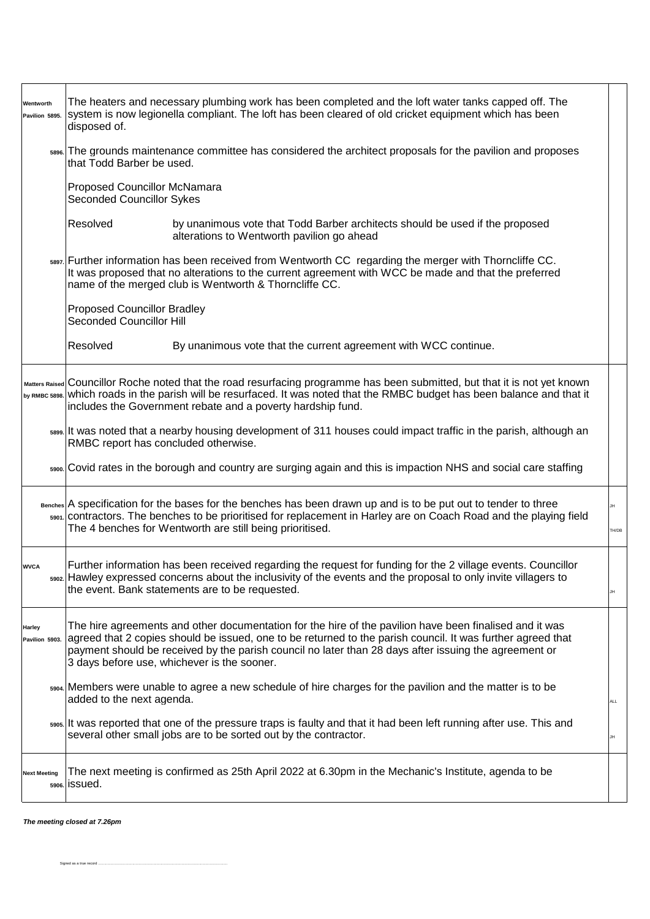| | | |
|---|---|---|
| **Wentworth Pavilion 5895.** | The heaters and necessary plumbing work has been completed and the loft water tanks capped off. The system is now legionella compliant. The loft has been cleared of old cricket equipment which has been disposed of. | |
| **5896.** | The grounds maintenance committee has considered the architect proposals for the pavilion and proposes that Todd Barber be used.<br><br>Proposed Councillor McNamara<br>Seconded Councillor Sykes<br><br>Resolved by unanimous vote that Todd Barber architects should be used if the proposed alterations to Wentworth pavilion go ahead | |
| **5897.** | Further information has been received from Wentworth CC regarding the merger with Thorncliffe CC. It was proposed that no alterations to the current agreement with WCC be made and that the preferred name of the merged club is Wentworth & Thorncliffe CC.<br><br>Proposed Councillor Bradley<br>Seconded Councillor Hill<br><br>Resolved By unanimous vote that the current agreement with WCC continue. | |
| **Matters Raised by RMBC 5898.** | Councillor Roche noted that the road resurfacing programme has been submitted, but that it is not yet known which roads in the parish will be resurfaced. It was noted that the RMBC budget has been balance and that it includes the Government rebate and a poverty hardship fund. | |
| **5899.** | It was noted that a nearby housing development of 311 houses could impact traffic in the parish, although an RMBC report has concluded otherwise. | |
| **5900.** | Covid rates in the borough and country are surging again and this is impaction NHS and social care staffing | |
| **Benches 5901.** | A specification for the bases for the benches has been drawn up and is to be put out to tender to three contractors. The benches to be prioritised for replacement in Harley are on Coach Road and the playing field The 4 benches for Wentworth are still being prioritised. | JH<br>TH/DB |
| **WVCA 5902.** | Further information has been received regarding the request for funding for the 2 village events. Councillor Hawley expressed concerns about the inclusivity of the events and the proposal to only invite villagers to the event. Bank statements are to be requested. | JH |
| **Harley Pavilion 5903.** | The hire agreements and other documentation for the hire of the pavilion have been finalised and it was agreed that 2 copies should be issued, one to be returned to the parish council. It was further agreed that payment should be received by the parish council no later than 28 days after issuing the agreement or 3 days before use, whichever is the sooner. | |
| **5904.** | Members were unable to agree a new schedule of hire charges for the pavilion and the matter is to be added to the next agenda. | ALL |
| **5905.** | It was reported that one of the pressure traps is faulty and that it had been left running after use. This and several other small jobs are to be sorted out by the contractor. | JH |
| **Next Meeting 5906.** | The next meeting is confirmed as 25th April 2022 at 6.30pm in the Mechanic's Institute, agenda to be issued. | |

***The meeting closed at 7.26pm***

Signed as a true record ..........................................................................................